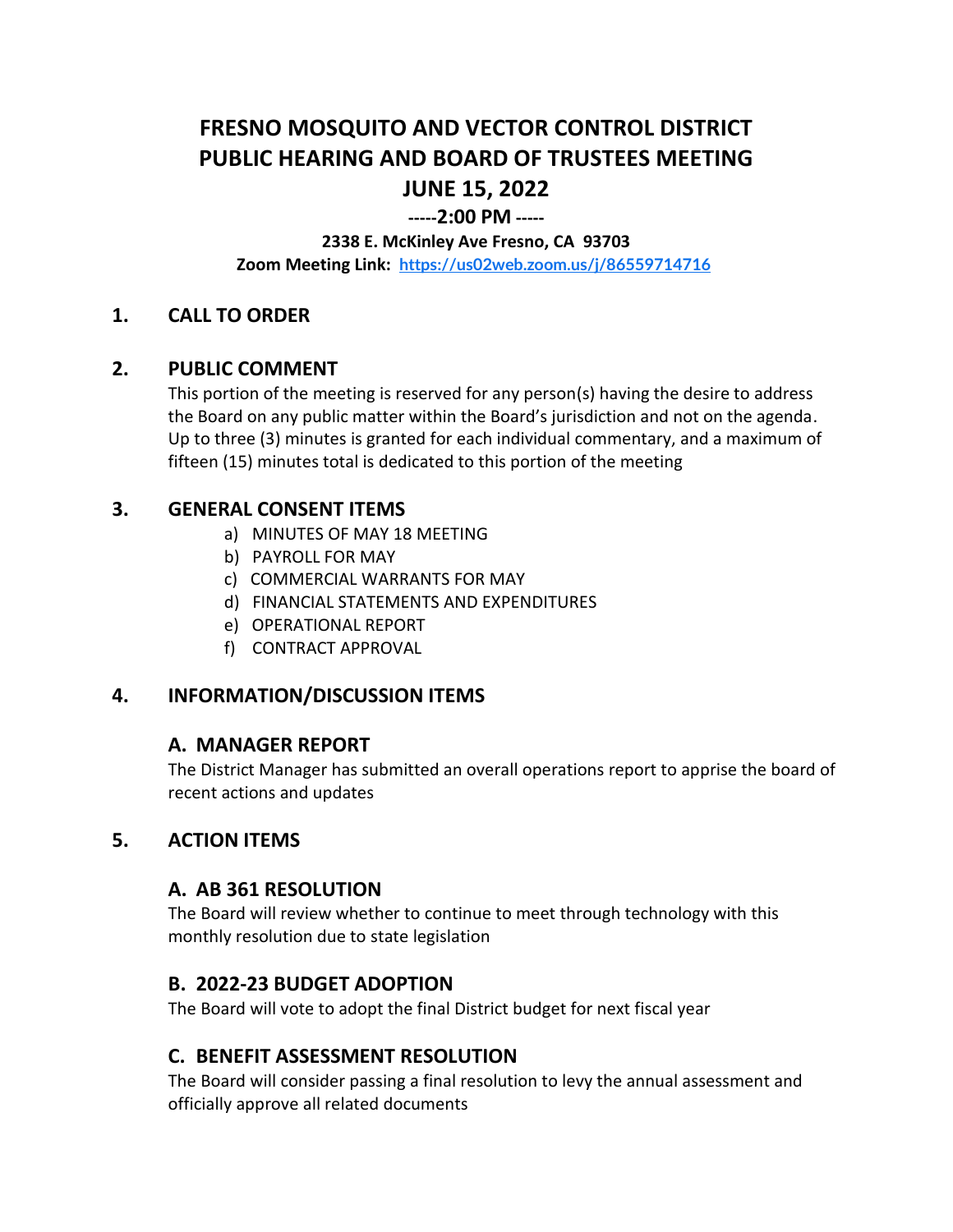# FRESNO MOSQUITO AND VECTOR CONTROL DISTRICT PUBLIC HEARING AND BOARD OF TRUSTEES MEETING JUNE 15, 2022

**-----2:00 PM -----**

**2338 E. McKinley Ave Fresno, CA 93703**

**Zoom Meeting Link: https://us02web.zoom.us/j/86559714716**

## 1. CALL TO ORDER

## 2. PUBLIC COMMENT

This portion of the meeting is reserved for any person(s) having the desire to address the Board on any public matter within the Board's jurisdiction and not on the agenda. Up to three (3) minutes is granted for each individual commentary, and a maximum of fifteen (15) minutes total is dedicated to this portion of the meeting

## 3. GENERAL CONSENT ITEMS

a) MINUTES OF MAY 18 MEETING
b) PAYROLL FOR MAY
c) COMMERCIAL WARRANTS FOR MAY
d) FINANCIAL STATEMENTS AND EXPENDITURES
e) OPERATIONAL REPORT
f) CONTRACT APPROVAL

## 4. INFORMATION/DISCUSSION ITEMS

### A. MANAGER REPORT

The District Manager has submitted an overall operations report to apprise the board of recent actions and updates

## 5. ACTION ITEMS

### A. AB 361 RESOLUTION

The Board will review whether to continue to meet through technology with this monthly resolution due to state legislation

### B. 2022-23 BUDGET ADOPTION

The Board will vote to adopt the final District budget for next fiscal year

### C. BENEFIT ASSESSMENT RESOLUTION

The Board will consider passing a final resolution to levy the annual assessment and officially approve all related documents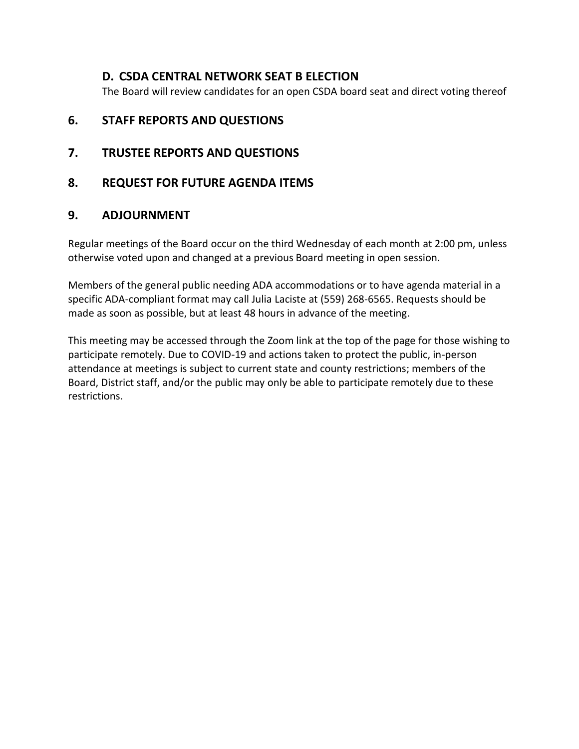### D. CSDA CENTRAL NETWORK SEAT B ELECTION

The Board will review candidates for an open CSDA board seat and direct voting thereof

## 6. STAFF REPORTS AND QUESTIONS

## 7. TRUSTEE REPORTS AND QUESTIONS

## 8. REQUEST FOR FUTURE AGENDA ITEMS

## 9. ADJOURNMENT

Regular meetings of the Board occur on the third Wednesday of each month at 2:00 pm, unless otherwise voted upon and changed at a previous Board meeting in open session.

Members of the general public needing ADA accommodations or to have agenda material in a specific ADA-compliant format may call Julia Laciste at (559) 268-6565. Requests should be made as soon as possible, but at least 48 hours in advance of the meeting.

This meeting may be accessed through the Zoom link at the top of the page for those wishing to participate remotely. Due to COVID-19 and actions taken to protect the public, in-person attendance at meetings is subject to current state and county restrictions; members of the Board, District staff, and/or the public may only be able to participate remotely due to these restrictions.